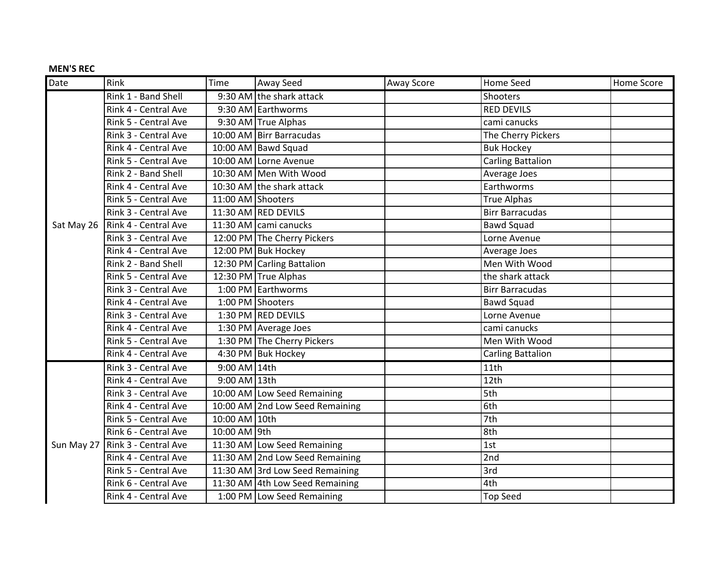**MEN'S REC**

| Date | Rink | Time | Away Seed | Away Score | Home Seed | Home Score |
|---|---|---|---|---|---|---|
| Sat May 26 | Rink 1 - Band Shell | 9:30 AM | the shark attack | | Shooters | |
| | Rink 4 - Central Ave | 9:30 AM | Earthworms | | RED DEVILS | |
| | Rink 5 - Central Ave | 9:30 AM | True Alphas | | cami canucks | |
| | Rink 3 - Central Ave | 10:00 AM | Birr Barracudas | | The Cherry Pickers | |
| | Rink 4 - Central Ave | 10:00 AM | Bawd Squad | | Buk Hockey | |
| | Rink 5 - Central Ave | 10:00 AM | Lorne Avenue | | Carling Battalion | |
| | Rink 2 - Band Shell | 10:30 AM | Men With Wood | | Average Joes | |
| | Rink 4 - Central Ave | 10:30 AM | the shark attack | | Earthworms | |
| | Rink 5 - Central Ave | 11:00 AM | Shooters | | True Alphas | |
| | Rink 3 - Central Ave | 11:30 AM | RED DEVILS | | Birr Barracudas | |
| | Rink 4 - Central Ave | 11:30 AM | cami canucks | | Bawd Squad | |
| | Rink 3 - Central Ave | 12:00 PM | The Cherry Pickers | | Lorne Avenue | |
| | Rink 4 - Central Ave | 12:00 PM | Buk Hockey | | Average Joes | |
| | Rink 2 - Band Shell | 12:30 PM | Carling Battalion | | Men With Wood | |
| | Rink 5 - Central Ave | 12:30 PM | True Alphas | | the shark attack | |
| | Rink 3 - Central Ave | 1:00 PM | Earthworms | | Birr Barracudas | |
| | Rink 4 - Central Ave | 1:00 PM | Shooters | | Bawd Squad | |
| | Rink 3 - Central Ave | 1:30 PM | RED DEVILS | | Lorne Avenue | |
| | Rink 4 - Central Ave | 1:30 PM | Average Joes | | cami canucks | |
| | Rink 5 - Central Ave | 1:30 PM | The Cherry Pickers | | Men With Wood | |
| | Rink 4 - Central Ave | 4:30 PM | Buk Hockey | | Carling Battalion | |
| Sun May 27 | Rink 3 - Central Ave | 9:00 AM | 14th | | 11th | |
| | Rink 4 - Central Ave | 9:00 AM | 13th | | 12th | |
| | Rink 3 - Central Ave | 10:00 AM | Low Seed Remaining | | 5th | |
| | Rink 4 - Central Ave | 10:00 AM | 2nd Low Seed Remaining | | 6th | |
| | Rink 5 - Central Ave | 10:00 AM | 10th | | 7th | |
| | Rink 6 - Central Ave | 10:00 AM | 9th | | 8th | |
| | Rink 3 - Central Ave | 11:30 AM | Low Seed Remaining | | 1st | |
| | Rink 4 - Central Ave | 11:30 AM | 2nd Low Seed Remaining | | 2nd | |
| | Rink 5 - Central Ave | 11:30 AM | 3rd Low Seed Remaining | | 3rd | |
| | Rink 6 - Central Ave | 11:30 AM | 4th Low Seed Remaining | | 4th | |
| | Rink 4 - Central Ave | 1:00 PM | Low Seed Remaining | | Top Seed | |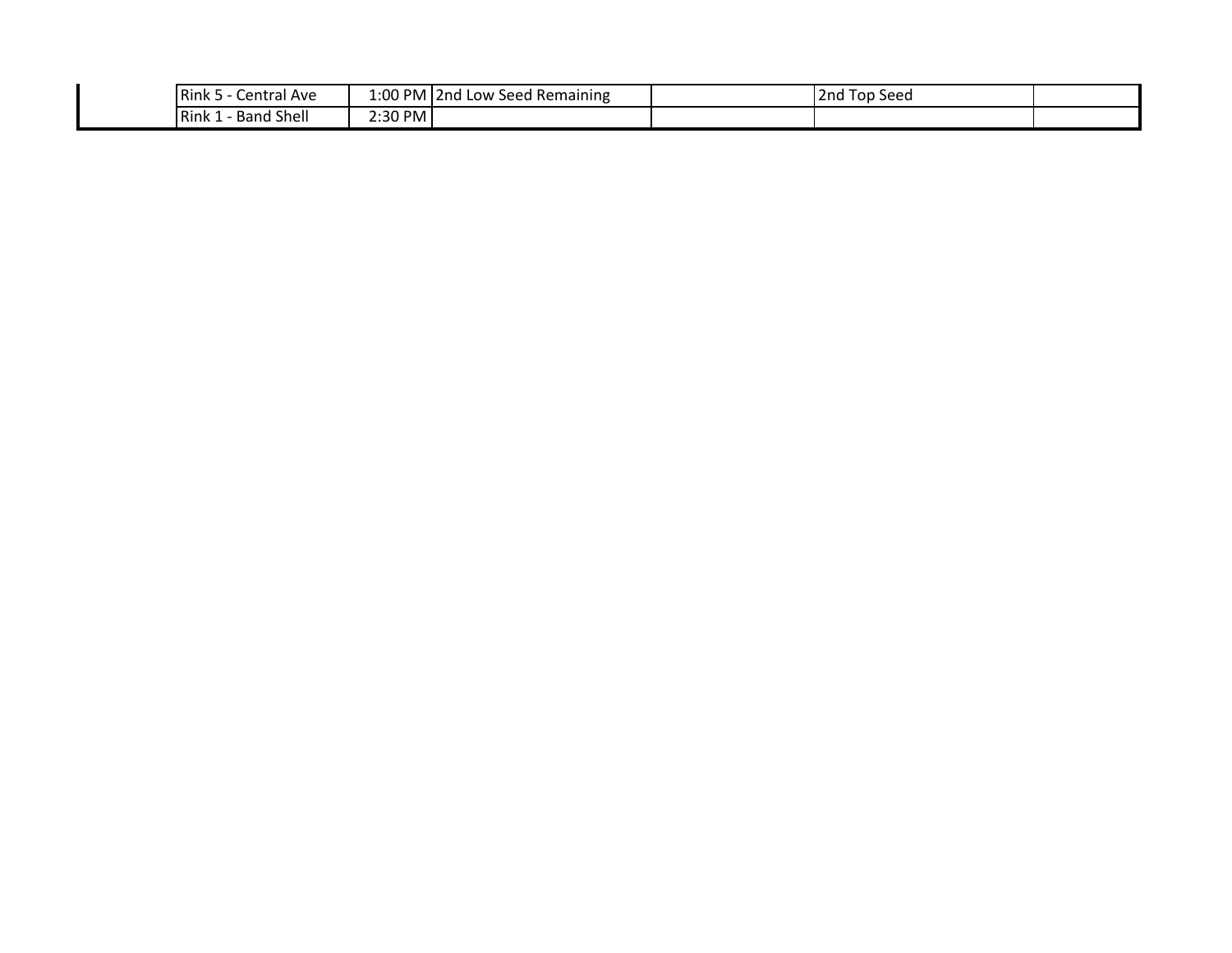| | | | | | | |
|---|---|---|---|---|---|---|
| | Rink 5 - Central Ave | 1:00 PM | 2nd Low Seed Remaining | | 2nd Top Seed | |
| | Rink 1 - Band Shell | 2:30 PM | | | | |